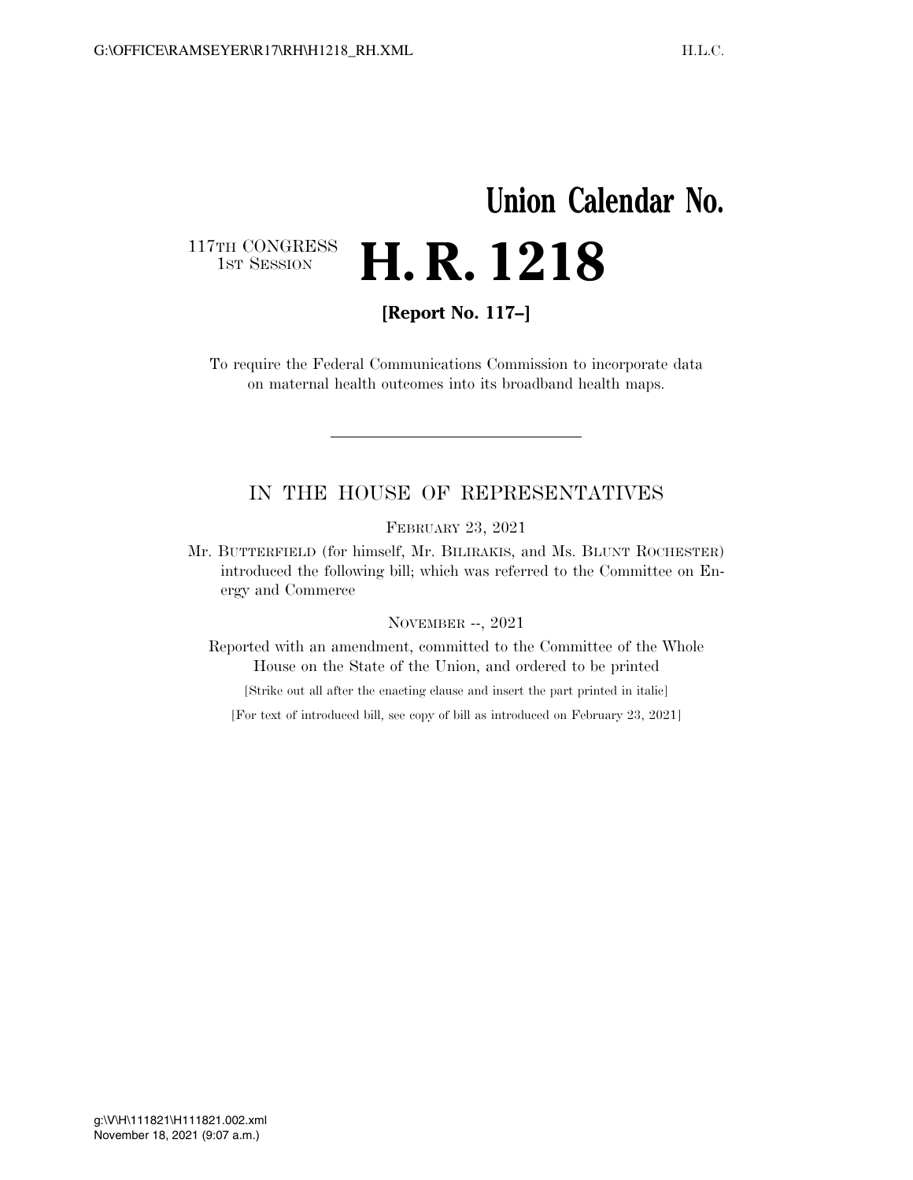# Union Calendar No.

117TH CONGRESS
1ST SESSION

# H. R. 1218

**[Report No. 117–]**

To require the Federal Communications Commission to incorporate data on maternal health outcomes into its broadband health maps.

---

IN THE HOUSE OF REPRESENTATIVES

FEBRUARY 23, 2021

Mr. BUTTERFIELD (for himself, Mr. BILIRAKIS, and Ms. BLUNT ROCHESTER) introduced the following bill; which was referred to the Committee on Energy and Commerce

NOVEMBER --, 2021

Reported with an amendment, committed to the Committee of the Whole House on the State of the Union, and ordered to be printed

[Strike out all after the enacting clause and insert the part printed in italic]

[For text of introduced bill, see copy of bill as introduced on February 23, 2021]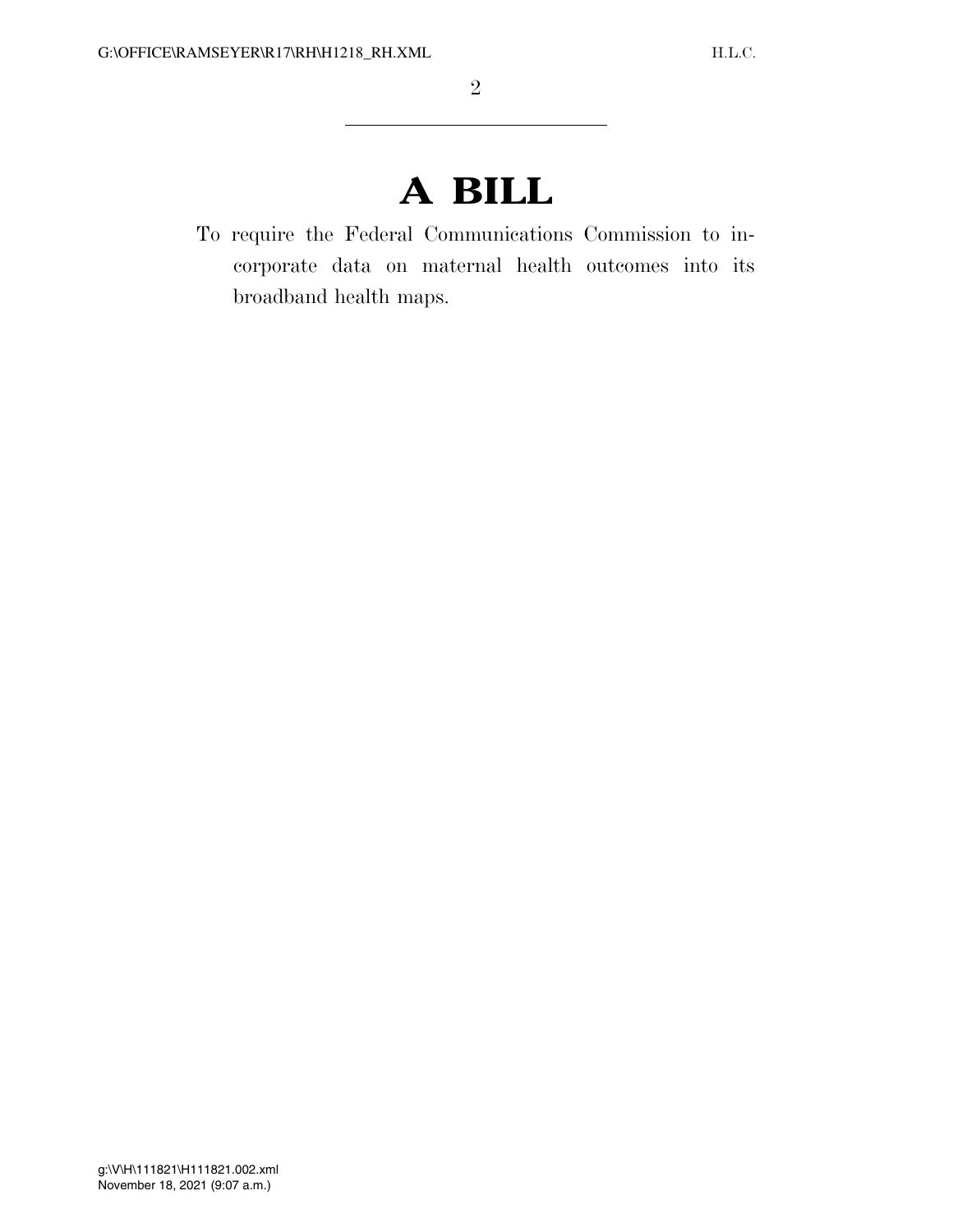# A BILL

To require the Federal Communications Commission to incorporate data on maternal health outcomes into its broadband health maps.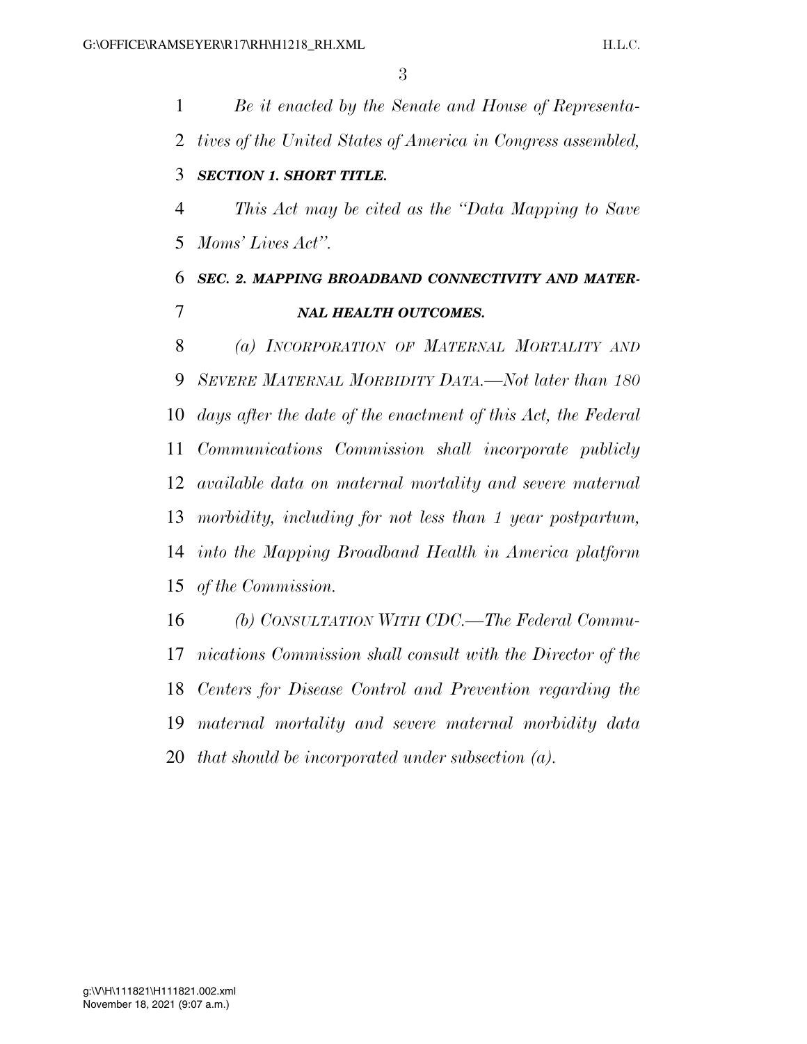*Be it enacted by the Senate and House of Representatives of the United States of America in Congress assembled,*

***SECTION 1. SHORT TITLE.***

*This Act may be cited as the "Data Mapping to Save Moms' Lives Act".*

***SEC. 2. MAPPING BROADBAND CONNECTIVITY AND MATERNAL HEALTH OUTCOMES.***

*(a) INCORPORATION OF MATERNAL MORTALITY AND SEVERE MATERNAL MORBIDITY DATA.—Not later than 180 days after the date of the enactment of this Act, the Federal Communications Commission shall incorporate publicly available data on maternal mortality and severe maternal morbidity, including for not less than 1 year postpartum, into the Mapping Broadband Health in America platform of the Commission.*

*(b) CONSULTATION WITH CDC.—The Federal Communications Commission shall consult with the Director of the Centers for Disease Control and Prevention regarding the maternal mortality and severe maternal morbidity data that should be incorporated under subsection (a).*